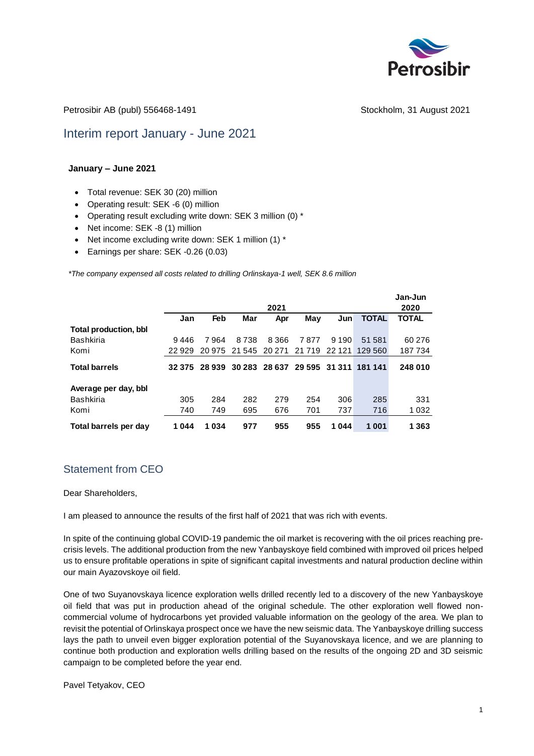Petrosibir AB (publ) 556468-1491

Stockholm, 31 August 2021

# Interim report January - June 2021

**January – June 2021**

- Total revenue: SEK 30 (20) million
- Operating result: SEK -6 (0) million
- Operating result excluding write down: SEK 3 million (0) *
- Net income: SEK -8 (1) million
- Net income excluding write down: SEK 1 million (1) *
- Earnings per share: SEK -0.26 (0.03)

*\*The company expensed all costs related to drilling Orlinskaya-1 well, SEK 8.6 million*

| | 2021 | | | | | | | Jan-Jun 2020 |
|---|---|---|---|---|---|---|---|---|
| | Jan | Feb | Mar | Apr | May | Jun | TOTAL | TOTAL |
| **Total production, bbl** | | | | | | | | |
| Bashkiria | 9 446 | 7 964 | 8 738 | 8 366 | 7 877 | 9 190 | 51 581 | 60 276 |
| Komi | 22 929 | 20 975 | 21 545 | 20 271 | 21 719 | 22 121 | 129 560 | 187 734 |
| **Total barrels** | **32 375** | **28 939** | **30 283** | **28 637** | **29 595** | **31 311** | **181 141** | **248 010** |
| **Average per day, bbl** | | | | | | | | |
| Bashkiria | 305 | 284 | 282 | 279 | 254 | 306 | 285 | 331 |
| Komi | 740 | 749 | 695 | 676 | 701 | 737 | 716 | 1 032 |
| **Total barrels per day** | **1 044** | **1 034** | **977** | **955** | **955** | **1 044** | **1 001** | **1 363** |

## Statement from CEO

Dear Shareholders,

I am pleased to announce the results of the first half of 2021 that was rich with events.

In spite of the continuing global COVID-19 pandemic the oil market is recovering with the oil prices reaching pre-crisis levels. The additional production from the new Yanbayskoye field combined with improved oil prices helped us to ensure profitable operations in spite of significant capital investments and natural production decline within our main Ayazovskoye oil field.

One of two Suyanovskaya licence exploration wells drilled recently led to a discovery of the new Yanbayskoye oil field that was put in production ahead of the original schedule. The other exploration well flowed non-commercial volume of hydrocarbons yet provided valuable information on the geology of the area. We plan to revisit the potential of Orlinskaya prospect once we have the new seismic data. The Yanbayskoye drilling success lays the path to unveil even bigger exploration potential of the Suyanovskaya licence, and we are planning to continue both production and exploration wells drilling based on the results of the ongoing 2D and 3D seismic campaign to be completed before the year end.

Pavel Tetyakov, CEO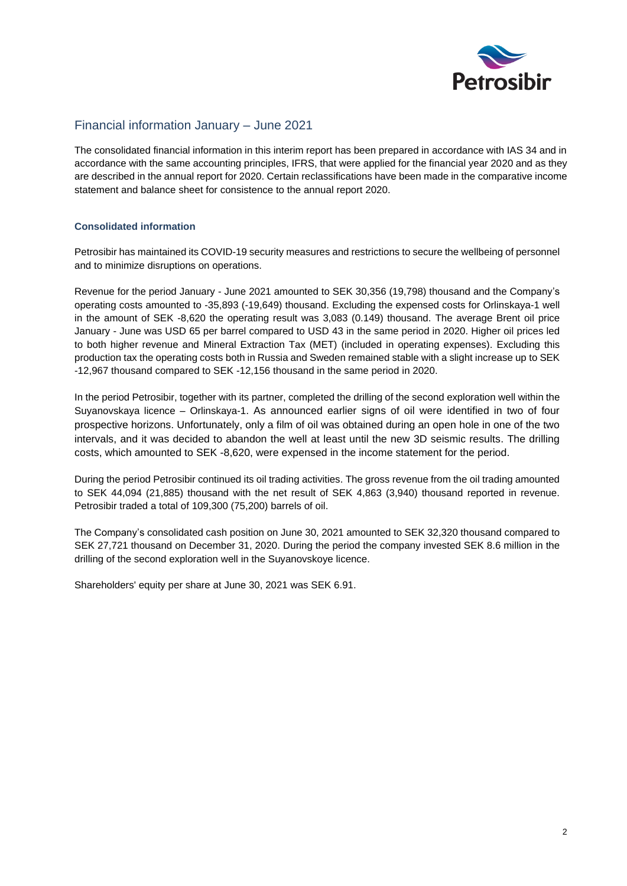## Financial information January – June 2021

The consolidated financial information in this interim report has been prepared in accordance with IAS 34 and in accordance with the same accounting principles, IFRS, that were applied for the financial year 2020 and as they are described in the annual report for 2020. Certain reclassifications have been made in the comparative income statement and balance sheet for consistence to the annual report 2020.

### Consolidated information

Petrosibir has maintained its COVID-19 security measures and restrictions to secure the wellbeing of personnel and to minimize disruptions on operations.

Revenue for the period January - June 2021 amounted to SEK 30,356 (19,798) thousand and the Company's operating costs amounted to -35,893 (-19,649) thousand. Excluding the expensed costs for Orlinskaya-1 well in the amount of SEK -8,620 the operating result was 3,083 (0.149) thousand. The average Brent oil price January - June was USD 65 per barrel compared to USD 43 in the same period in 2020. Higher oil prices led to both higher revenue and Mineral Extraction Tax (MET) (included in operating expenses). Excluding this production tax the operating costs both in Russia and Sweden remained stable with a slight increase up to SEK -12,967 thousand compared to SEK -12,156 thousand in the same period in 2020.

In the period Petrosibir, together with its partner, completed the drilling of the second exploration well within the Suyanovskaya licence – Orlinskaya-1. As announced earlier signs of oil were identified in two of four prospective horizons. Unfortunately, only a film of oil was obtained during an open hole in one of the two intervals, and it was decided to abandon the well at least until the new 3D seismic results. The drilling costs, which amounted to SEK -8,620, were expensed in the income statement for the period.

During the period Petrosibir continued its oil trading activities. The gross revenue from the oil trading amounted to SEK 44,094 (21,885) thousand with the net result of SEK 4,863 (3,940) thousand reported in revenue. Petrosibir traded a total of 109,300 (75,200) barrels of oil.

The Company's consolidated cash position on June 30, 2021 amounted to SEK 32,320 thousand compared to SEK 27,721 thousand on December 31, 2020. During the period the company invested SEK 8.6 million in the drilling of the second exploration well in the Suyanovskoye licence.

Shareholders' equity per share at June 30, 2021 was SEK 6.91.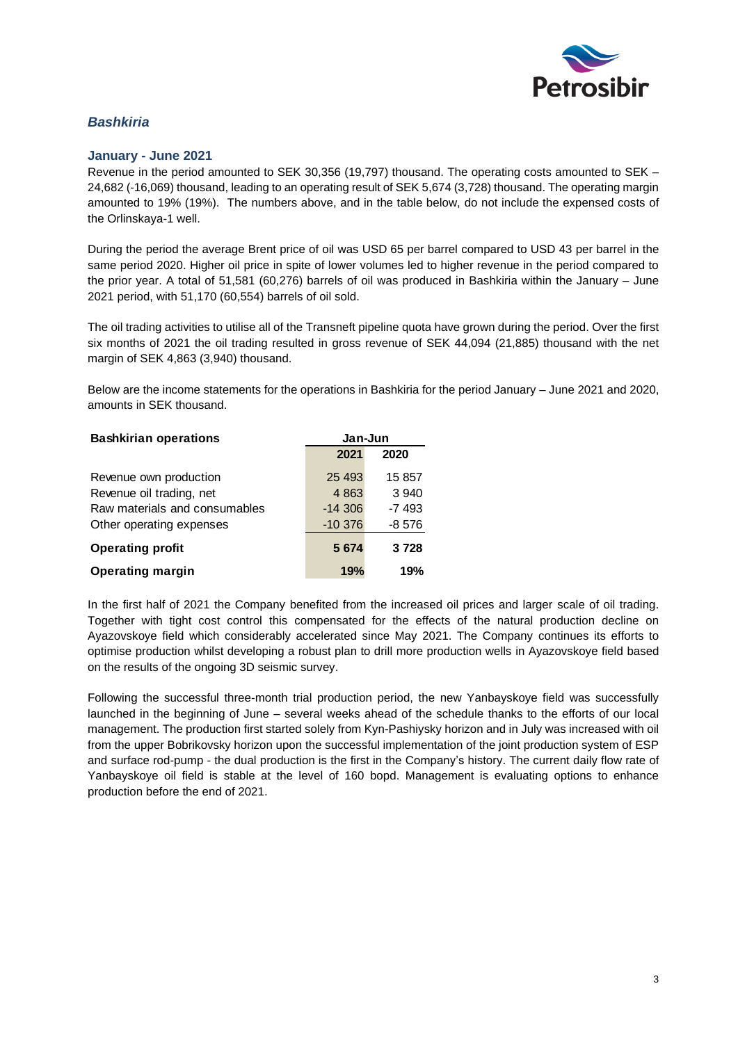## *Bashkiria*

### January - June 2021

Revenue in the period amounted to SEK 30,356 (19,797) thousand. The operating costs amounted to SEK –24,682 (-16,069) thousand, leading to an operating result of SEK 5,674 (3,728) thousand. The operating margin amounted to 19% (19%). The numbers above, and in the table below, do not include the expensed costs of the Orlinskaya-1 well.

During the period the average Brent price of oil was USD 65 per barrel compared to USD 43 per barrel in the same period 2020. Higher oil price in spite of lower volumes led to higher revenue in the period compared to the prior year. A total of 51,581 (60,276) barrels of oil was produced in Bashkiria within the January – June 2021 period, with 51,170 (60,554) barrels of oil sold.

The oil trading activities to utilise all of the Transneft pipeline quota have grown during the period. Over the first six months of 2021 the oil trading resulted in gross revenue of SEK 44,094 (21,885) thousand with the net margin of SEK 4,863 (3,940) thousand.

Below are the income statements for the operations in Bashkiria for the period January – June 2021 and 2020, amounts in SEK thousand.

| **Bashkirian operations** | **Jan-Jun** | |
|---|---|---|
| | **2021** | **2020** |
| Revenue own production | 25 493 | 15 857 |
| Revenue oil trading, net | 4 863 | 3 940 |
| Raw materials and consumables | -14 306 | -7 493 |
| Other operating expenses | -10 376 | -8 576 |
| **Operating profit** | **5 674** | **3 728** |
| **Operating margin** | **19%** | **19%** |

In the first half of 2021 the Company benefited from the increased oil prices and larger scale of oil trading. Together with tight cost control this compensated for the effects of the natural production decline on Ayazovskoye field which considerably accelerated since May 2021. The Company continues its efforts to optimise production whilst developing a robust plan to drill more production wells in Ayazovskoye field based on the results of the ongoing 3D seismic survey.

Following the successful three-month trial production period, the new Yanbayskoye field was successfully launched in the beginning of June – several weeks ahead of the schedule thanks to the efforts of our local management. The production first started solely from Kyn-Pashiysky horizon and in July was increased with oil from the upper Bobrikovsky horizon upon the successful implementation of the joint production system of ESP and surface rod-pump - the dual production is the first in the Company's history. The current daily flow rate of Yanbayskoye oil field is stable at the level of 160 bopd. Management is evaluating options to enhance production before the end of 2021.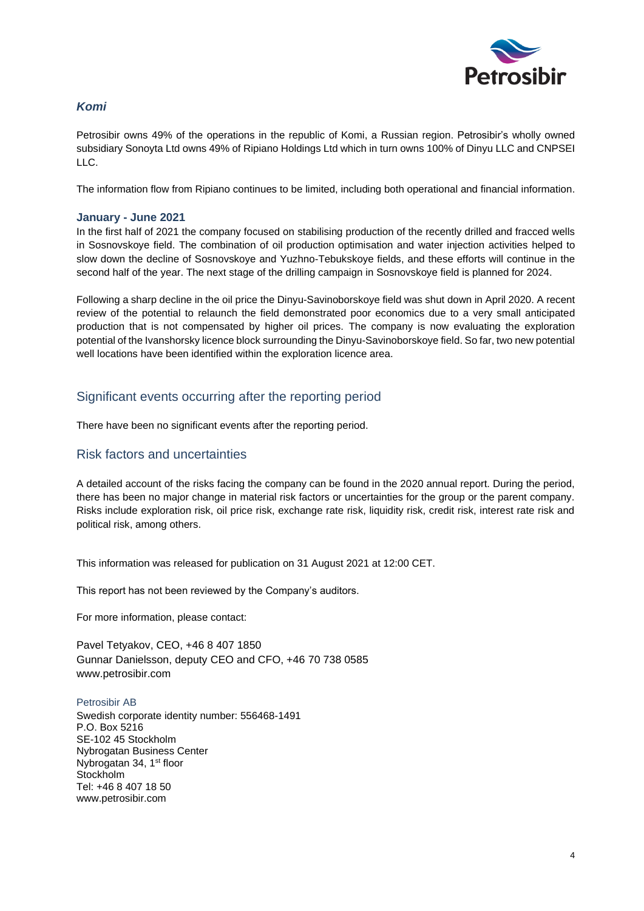### *Komi*

Petrosibir owns 49% of the operations in the republic of Komi, a Russian region. Petrosibir's wholly owned subsidiary Sonoyta Ltd owns 49% of Ripiano Holdings Ltd which in turn owns 100% of Dinyu LLC and CNPSEI LLC.

The information flow from Ripiano continues to be limited, including both operational and financial information.

#### January - June 2021

In the first half of 2021 the company focused on stabilising production of the recently drilled and fracced wells in Sosnovskoye field. The combination of oil production optimisation and water injection activities helped to slow down the decline of Sosnovskoye and Yuzhno-Tebukskoye fields, and these efforts will continue in the second half of the year. The next stage of the drilling campaign in Sosnovskoye field is planned for 2024.

Following a sharp decline in the oil price the Dinyu-Savinoborskoye field was shut down in April 2020. A recent review of the potential to relaunch the field demonstrated poor economics due to a very small anticipated production that is not compensated by higher oil prices. The company is now evaluating the exploration potential of the Ivanshorsky licence block surrounding the Dinyu-Savinoborskoye field. So far, two new potential well locations have been identified within the exploration licence area.

## Significant events occurring after the reporting period

There have been no significant events after the reporting period.

## Risk factors and uncertainties

A detailed account of the risks facing the company can be found in the 2020 annual report. During the period, there has been no major change in material risk factors or uncertainties for the group or the parent company. Risks include exploration risk, oil price risk, exchange rate risk, liquidity risk, credit risk, interest rate risk and political risk, among others.

This information was released for publication on 31 August 2021 at 12:00 CET.

This report has not been reviewed by the Company's auditors.

For more information, please contact:

Pavel Tetyakov, CEO, +46 8 407 1850
Gunnar Danielsson, deputy CEO and CFO, +46 70 738 0585
www.petrosibir.com

Petrosibir AB
Swedish corporate identity number: 556468-1491
P.O. Box 5216
SE-102 45 Stockholm
Nybrogatan Business Center
Nybrogatan 34, 1st floor
Stockholm
Tel: +46 8 407 18 50
www.petrosibir.com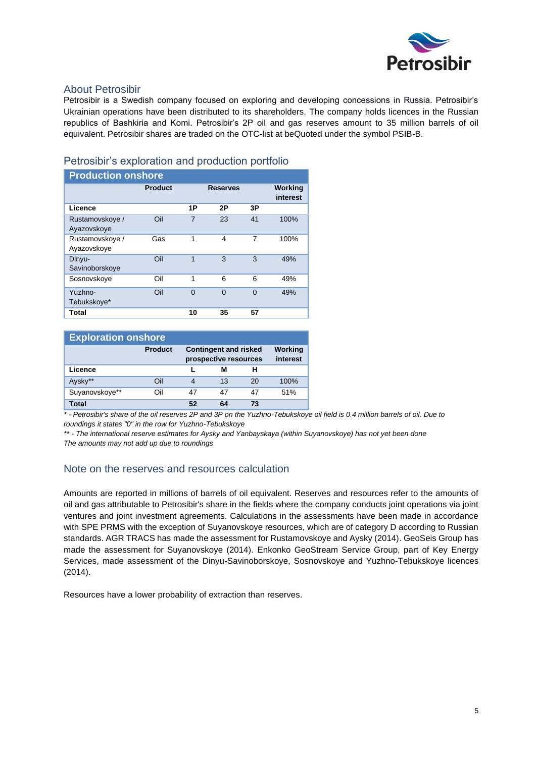## About Petrosibir

Petrosibir is a Swedish company focused on exploring and developing concessions in Russia. Petrosibir's Ukrainian operations have been distributed to its shareholders. The company holds licences in the Russian republics of Bashkiria and Komi. Petrosibir's 2P oil and gas reserves amount to 35 million barrels of oil equivalent. Petrosibir shares are traded on the OTC-list at beQuoted under the symbol PSIB-B.

## Petrosibir's exploration and production portfolio

| Production onshore | | | | | |
|---|---|---|---|---|---|
| | Product | Reserves | | | Working interest |
| Licence | | 1P | 2P | 3P | |
| Rustamovskoye / Ayazovskoye | Oil | 7 | 23 | 41 | 100% |
| Rustamovskoye / Ayazovskoye | Gas | 1 | 4 | 7 | 100% |
| Dinyu-Savinoborskoye | Oil | 1 | 3 | 3 | 49% |
| Sosnovskoye | Oil | 1 | 6 | 6 | 49% |
| Yuzhno-Tebukskoye* | Oil | 0 | 0 | 0 | 49% |
| **Total** | | **10** | **35** | **57** | |

| Exploration onshore | | | | | |
|---|---|---|---|---|---|
| | Product | Contingent and risked prospective resources | | | Working interest |
| Licence | | L | M | H | |
| Aysky** | Oil | 4 | 13 | 20 | 100% |
| Suyanovskoye** | Oil | 47 | 47 | 47 | 51% |
| **Total** | | **52** | **64** | **73** | |

*\* - Petrosibir's share of the oil reserves 2P and 3P on the Yuzhno-Tebukskoye oil field is 0.4 million barrels of oil. Due to roundings it states "0" in the row for Yuzhno-Tebukskoye*

*\*\* - The international reserve estimates for Aysky and Yanbayskaya (within Suyanovskoye) has not yet been done*

*The amounts may not add up due to roundings*

## Note on the reserves and resources calculation

Amounts are reported in millions of barrels of oil equivalent. Reserves and resources refer to the amounts of oil and gas attributable to Petrosibir's share in the fields where the company conducts joint operations via joint ventures and joint investment agreements. Calculations in the assessments have been made in accordance with SPE PRMS with the exception of Suyanovskoye resources, which are of category D according to Russian standards. AGR TRACS has made the assessment for Rustamovskoye and Aysky (2014). GeoSeis Group has made the assessment for Suyanovskoye (2014). Enkonko GeoStream Service Group, part of Key Energy Services, made assessment of the Dinyu-Savinoborskoye, Sosnovskoye and Yuzhno-Tebukskoye licences (2014).

Resources have a lower probability of extraction than reserves.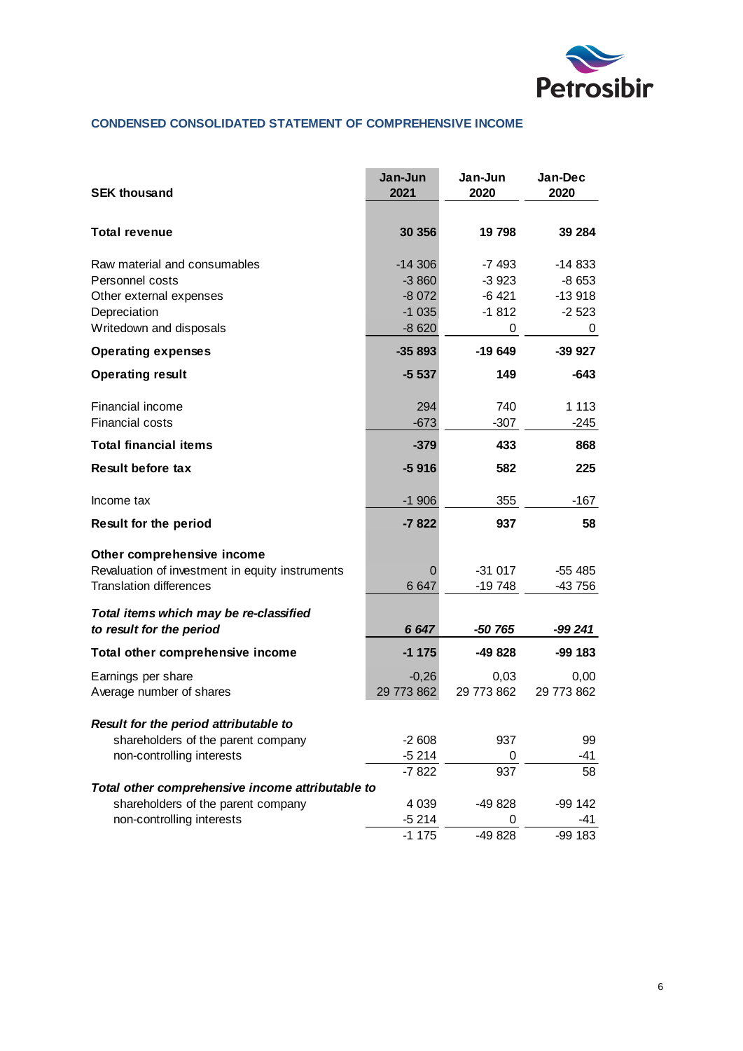## CONDENSED CONSOLIDATED STATEMENT OF COMPREHENSIVE INCOME

| SEK thousand | Jan-Jun 2021 | Jan-Jun 2020 | Jan-Dec 2020 |
|---|---|---|---|
| **Total revenue** | **30 356** | **19 798** | **39 284** |
| Raw material and consumables | -14 306 | -7 493 | -14 833 |
| Personnel costs | -3 860 | -3 923 | -8 653 |
| Other external expenses | -8 072 | -6 421 | -13 918 |
| Depreciation | -1 035 | -1 812 | -2 523 |
| Writedown and disposals | -8 620 | 0 | 0 |
| **Operating expenses** | **-35 893** | **-19 649** | **-39 927** |
| **Operating result** | **-5 537** | **149** | **-643** |
| Financial income | 294 | 740 | 1 113 |
| Financial costs | -673 | -307 | -245 |
| **Total financial items** | **-379** | **433** | **868** |
| **Result before tax** | **-5 916** | **582** | **225** |
| Income tax | -1 906 | 355 | -167 |
| **Result for the period** | **-7 822** | **937** | **58** |
| **Other comprehensive income** | | | |
| Revaluation of investment in equity instruments | 0 | -31 017 | -55 485 |
| Translation differences | 6 647 | -19 748 | -43 756 |
| ***Total items which may be re-classified to result for the period*** | ***6 647*** | ***-50 765*** | ***-99 241*** |
| **Total other comprehensive income** | **-1 175** | **-49 828** | **-99 183** |
| Earnings per share | -0,26 | 0,03 | 0,00 |
| Average number of shares | 29 773 862 | 29 773 862 | 29 773 862 |
| ***Result for the period attributable to*** | | | |
| shareholders of the parent company | -2 608 | 937 | 99 |
| non-controlling interests | -5 214 | 0 | -41 |
| | -7 822 | 937 | 58 |
| ***Total other comprehensive income attributable to*** | | | |
| shareholders of the parent company | 4 039 | -49 828 | -99 142 |
| non-controlling interests | -5 214 | 0 | -41 |
| | -1 175 | -49 828 | -99 183 |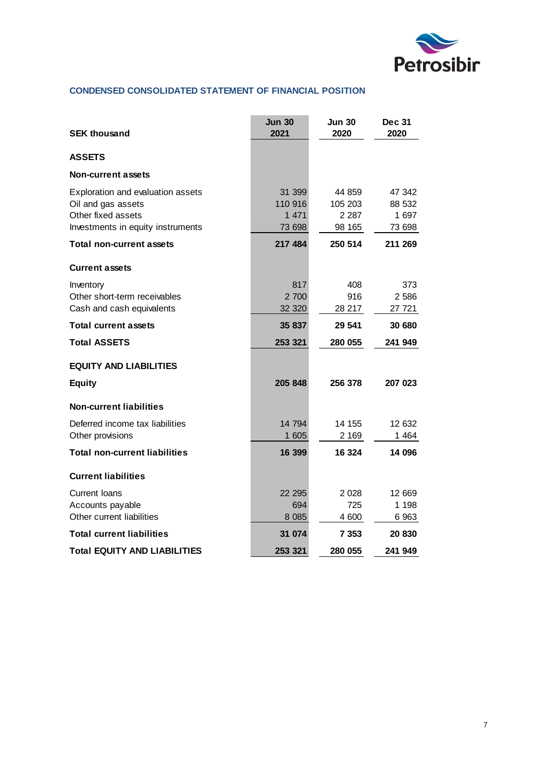## CONDENSED CONSOLIDATED STATEMENT OF FINANCIAL POSITION

| SEK thousand | Jun 30 2021 | Jun 30 2020 | Dec 31 2020 |
|---|---|---|---|
| **ASSETS** | | | |
| **Non-current assets** | | | |
| Exploration and evaluation assets | 31 399 | 44 859 | 47 342 |
| Oil and gas assets | 110 916 | 105 203 | 88 532 |
| Other fixed assets | 1 471 | 2 287 | 1 697 |
| Investments in equity instruments | 73 698 | 98 165 | 73 698 |
| **Total non-current assets** | **217 484** | **250 514** | **211 269** |
| **Current assets** | | | |
| Inventory | 817 | 408 | 373 |
| Other short-term receivables | 2 700 | 916 | 2 586 |
| Cash and cash equivalents | 32 320 | 28 217 | 27 721 |
| **Total current assets** | **35 837** | **29 541** | **30 680** |
| **Total ASSETS** | **253 321** | **280 055** | **241 949** |
| **EQUITY AND LIABILITIES** | | | |
| **Equity** | **205 848** | **256 378** | **207 023** |
| **Non-current liabilities** | | | |
| Deferred income tax liabilities | 14 794 | 14 155 | 12 632 |
| Other provisions | 1 605 | 2 169 | 1 464 |
| **Total non-current liabilities** | **16 399** | **16 324** | **14 096** |
| **Current liabilities** | | | |
| Current loans | 22 295 | 2 028 | 12 669 |
| Accounts payable | 694 | 725 | 1 198 |
| Other current liabilities | 8 085 | 4 600 | 6 963 |
| **Total current liabilities** | **31 074** | **7 353** | **20 830** |
| **Total EQUITY AND LIABILITIES** | **253 321** | **280 055** | **241 949** |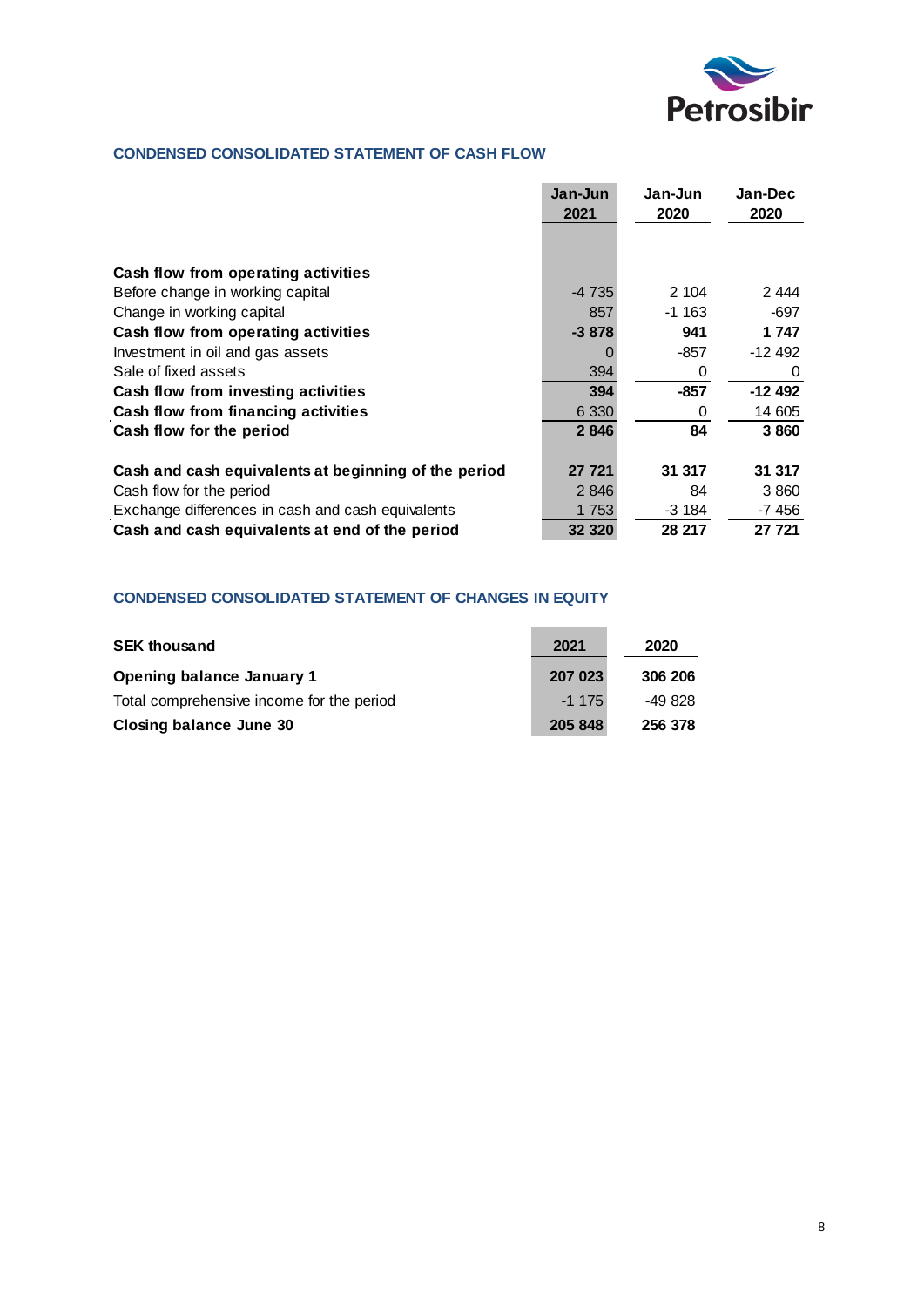## CONDENSED CONSOLIDATED STATEMENT OF CASH FLOW

| | Jan-Jun 2021 | Jan-Jun 2020 | Jan-Dec 2020 |
|---|---|---|---|
| **Cash flow from operating activities** | | | |
| Before change in working capital | -4 735 | 2 104 | 2 444 |
| Change in working capital | 857 | -1 163 | -697 |
| **Cash flow from operating activities** | **-3 878** | **941** | **1 747** |
| Investment in oil and gas assets | 0 | -857 | -12 492 |
| Sale of fixed assets | 394 | 0 | 0 |
| **Cash flow from investing activities** | **394** | **-857** | **-12 492** |
| **Cash flow from financing activities** | 6 330 | 0 | 14 605 |
| **Cash flow for the period** | **2 846** | **84** | **3 860** |
| | | | |
| **Cash and cash equivalents at beginning of the period** | **27 721** | **31 317** | **31 317** |
| Cash flow for the period | 2 846 | 84 | 3 860 |
| Exchange differences in cash and cash equivalents | 1 753 | -3 184 | -7 456 |
| **Cash and cash equivalents at end of the period** | **32 320** | **28 217** | **27 721** |

## CONDENSED CONSOLIDATED STATEMENT OF CHANGES IN EQUITY

| SEK thousand | 2021 | 2020 |
|---|---|---|
| **Opening balance January 1** | **207 023** | **306 206** |
| Total comprehensive income for the period | -1 175 | -49 828 |
| **Closing balance June 30** | **205 848** | **256 378** |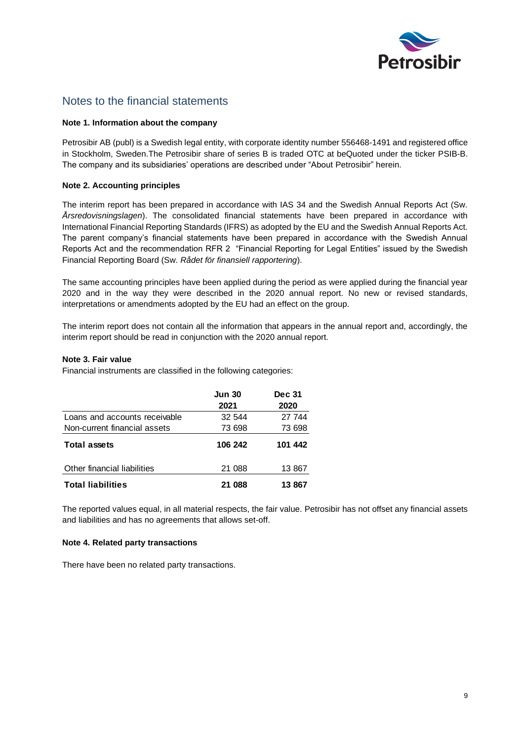## Notes to the financial statements

**Note 1. Information about the company**

Petrosibir AB (publ) is a Swedish legal entity, with corporate identity number 556468-1491 and registered office in Stockholm, Sweden.The Petrosibir share of series B is traded OTC at beQuoted under the ticker PSIB-B. The company and its subsidiaries' operations are described under "About Petrosibir" herein.

**Note 2. Accounting principles**

The interim report has been prepared in accordance with IAS 34 and the Swedish Annual Reports Act (Sw. *Årsredovisningslagen*). The consolidated financial statements have been prepared in accordance with International Financial Reporting Standards (IFRS) as adopted by the EU and the Swedish Annual Reports Act. The parent company's financial statements have been prepared in accordance with the Swedish Annual Reports Act and the recommendation RFR 2 "Financial Reporting for Legal Entities" issued by the Swedish Financial Reporting Board (Sw. *Rådet för finansiell rapportering*).

The same accounting principles have been applied during the period as were applied during the financial year 2020 and in the way they were described in the 2020 annual report. No new or revised standards, interpretations or amendments adopted by the EU had an effect on the group.

The interim report does not contain all the information that appears in the annual report and, accordingly, the interim report should be read in conjunction with the 2020 annual report.

**Note 3. Fair value**

Financial instruments are classified in the following categories:

| | Jun 30 2021 | Dec 31 2020 |
|---|---|---|
| Loans and accounts receivable | 32 544 | 27 744 |
| Non-current financial assets | 73 698 | 73 698 |
| **Total assets** | **106 242** | **101 442** |
| Other financial liabilities | 21 088 | 13 867 |
| **Total liabilities** | **21 088** | **13 867** |

The reported values equal, in all material respects, the fair value. Petrosibir has not offset any financial assets and liabilities and has no agreements that allows set-off.

**Note 4. Related party transactions**

There have been no related party transactions.